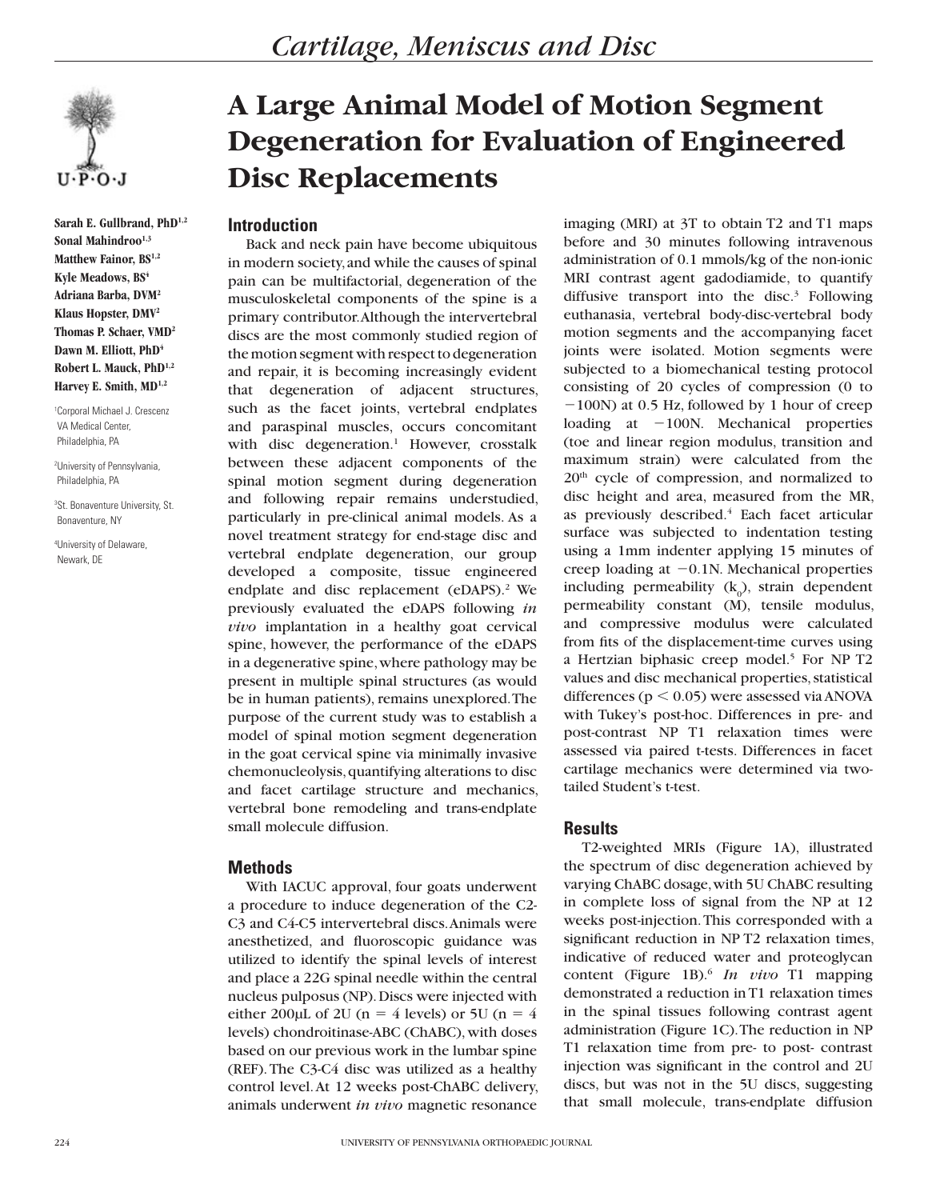# A Large Animal Model of Motion Segment Degeneration for Evaluation of Engineered Disc Replacements

Sarah E. Gullbrand, PhD[1,2]
Sonal Mahindroo[1,3]
Matthew Fainor, BS[1,2]
Kyle Meadows, BS[4]
Adriana Barba, DVM[2]
Klaus Hopster, DMV[2]
Thomas P. Schaer, VMD[2]
Dawn M. Elliott, PhD[4]
Robert L. Mauck, PhD[1,2]
Harvey E. Smith, MD[1,2]

[1]Corporal Michael J. Crescenz VA Medical Center, Philadelphia, PA

[2]University of Pennsylvania, Philadelphia, PA

[3]St. Bonaventure University, St. Bonaventure, NY

[4]University of Delaware, Newark, DE

## Introduction

Back and neck pain have become ubiquitous in modern society, and while the causes of spinal pain can be multifactorial, degeneration of the musculoskeletal components of the spine is a primary contributor. Although the intervertebral discs are the most commonly studied region of the motion segment with respect to degeneration and repair, it is becoming increasingly evident that degeneration of adjacent structures, such as the facet joints, vertebral endplates and paraspinal muscles, occurs concomitant with disc degeneration.[1] However, crosstalk between these adjacent components of the spinal motion segment during degeneration and following repair remains understudied, particularly in pre-clinical animal models. As a novel treatment strategy for end-stage disc and vertebral endplate degeneration, our group developed a composite, tissue engineered endplate and disc replacement (eDAPS).[2] We previously evaluated the eDAPS following *in vivo* implantation in a healthy goat cervical spine, however, the performance of the eDAPS in a degenerative spine, where pathology may be present in multiple spinal structures (as would be in human patients), remains unexplored. The purpose of the current study was to establish a model of spinal motion segment degeneration in the goat cervical spine via minimally invasive chemonucleolysis, quantifying alterations to disc and facet cartilage structure and mechanics, vertebral bone remodeling and trans-endplate small molecule diffusion.

## Methods

With IACUC approval, four goats underwent a procedure to induce degeneration of the C2-C3 and C4-C5 intervertebral discs. Animals were anesthetized, and fluoroscopic guidance was utilized to identify the spinal levels of interest and place a 22G spinal needle within the central nucleus pulposus (NP). Discs were injected with either 200μL of 2U ($n = 4$ levels) or 5U ($n = 4$ levels) chondroitinase-ABC (ChABC), with doses based on our previous work in the lumbar spine (REF). The C3-C4 disc was utilized as a healthy control level. At 12 weeks post-ChABC delivery, animals underwent *in vivo* magnetic resonance imaging (MRI) at 3T to obtain T2 and T1 maps before and 30 minutes following intravenous administration of 0.1 mmols/kg of the non-ionic MRI contrast agent gadodiamide, to quantify diffusive transport into the disc.[3] Following euthanasia, vertebral body-disc-vertebral body motion segments and the accompanying facet joints were isolated. Motion segments were subjected to a biomechanical testing protocol consisting of 20 cycles of compression (0 to −100N) at 0.5 Hz, followed by 1 hour of creep loading at −100N. Mechanical properties (toe and linear region modulus, transition and maximum strain) were calculated from the 20[th] cycle of compression, and normalized to disc height and area, measured from the MR, as previously described.[4] Each facet articular surface was subjected to indentation testing using a 1mm indenter applying 15 minutes of creep loading at −0.1N. Mechanical properties including permeability ($k_0$), strain dependent permeability constant (M), tensile modulus, and compressive modulus were calculated from fits of the displacement-time curves using a Hertzian biphasic creep model.[5] For NP T2 values and disc mechanical properties, statistical differences ($p < 0.05$) were assessed via ANOVA with Tukey's post-hoc. Differences in pre- and post-contrast NP T1 relaxation times were assessed via paired t-tests. Differences in facet cartilage mechanics were determined via two-tailed Student's t-test.

## Results

T2-weighted MRIs (Figure 1A), illustrated the spectrum of disc degeneration achieved by varying ChABC dosage, with 5U ChABC resulting in complete loss of signal from the NP at 12 weeks post-injection. This corresponded with a significant reduction in NP T2 relaxation times, indicative of reduced water and proteoglycan content (Figure 1B).[6] *In vivo* T1 mapping demonstrated a reduction in T1 relaxation times in the spinal tissues following contrast agent administration (Figure 1C). The reduction in NP T1 relaxation time from pre- to post- contrast injection was significant in the control and 2U discs, but was not in the 5U discs, suggesting that small molecule, trans-endplate diffusion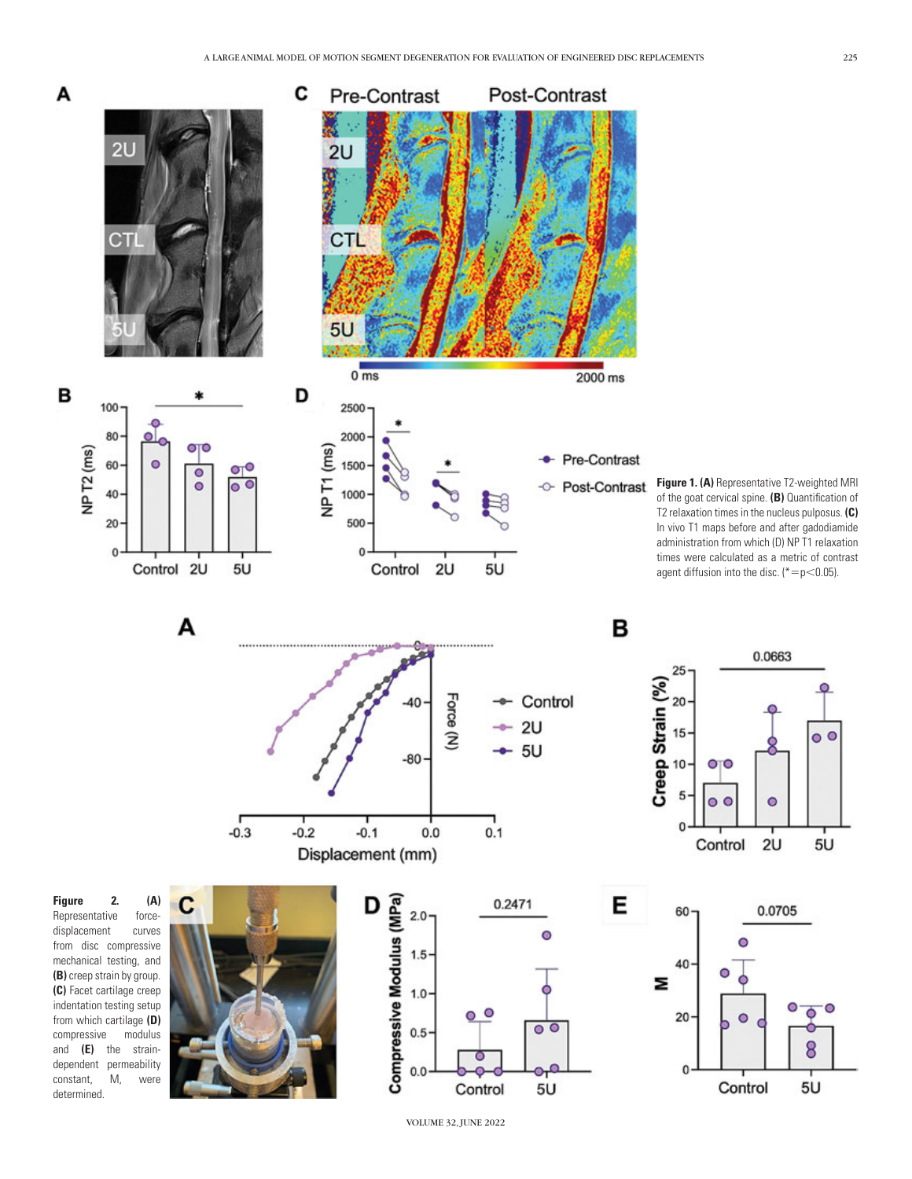**Figure 1. (A)** Representative T2-weighted MRI of the goat cervical spine. **(B)** Quantification of T2 relaxation times in the nucleus pulposus. **(C)** In vivo T1 maps before and after gadodiamide administration from which (D) NP T1 relaxation times were calculated as a metric of contrast agent diffusion into the disc. (* = $p < 0.05$).

**Figure 2. (A)** Representative force-displacement curves from disc compressive mechanical testing, and **(B)** creep strain by group. **(C)** Facet cartilage creep indentation testing setup from which cartilage **(D)** compressive modulus and **(E)** the strain-dependent permeability constant, M, were determined.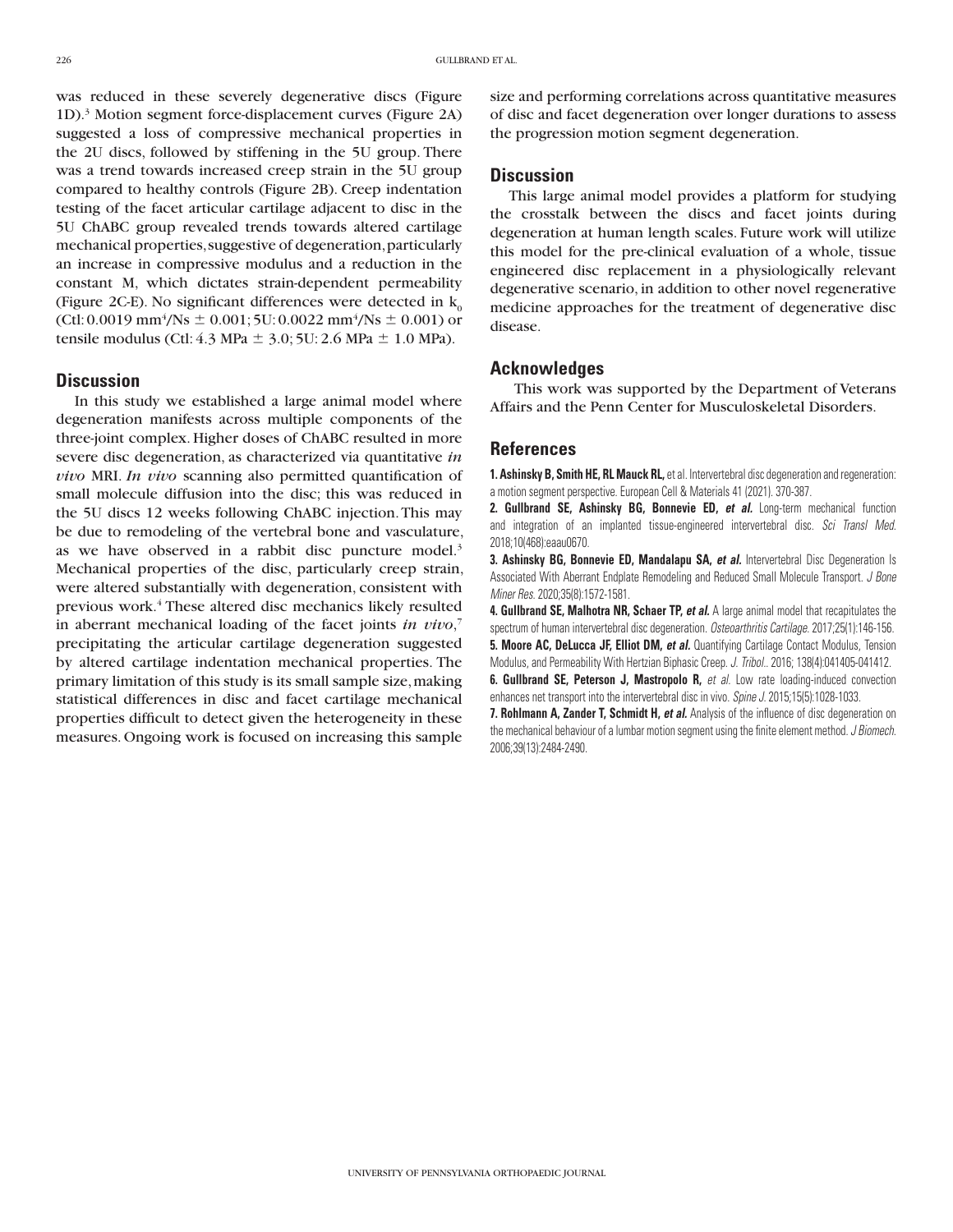was reduced in these severely degenerative discs (Figure 1D).[3] Motion segment force-displacement curves (Figure 2A) suggested a loss of compressive mechanical properties in the 2U discs, followed by stiffening in the 5U group. There was a trend towards increased creep strain in the 5U group compared to healthy controls (Figure 2B). Creep indentation testing of the facet articular cartilage adjacent to disc in the 5U ChABC group revealed trends towards altered cartilage mechanical properties, suggestive of degeneration, particularly an increase in compressive modulus and a reduction in the constant M, which dictates strain-dependent permeability (Figure 2C-E). No significant differences were detected in $k_0$ (Ctl: 0.0019 $mm^4/Ns$ ± 0.001; 5U: 0.0022 $mm^4/Ns$ ± 0.001) or tensile modulus (Ctl: 4.3 MPa ± 3.0; 5U: 2.6 MPa ± 1.0 MPa).

## Discussion

In this study we established a large animal model where degeneration manifests across multiple components of the three-joint complex. Higher doses of ChABC resulted in more severe disc degeneration, as characterized via quantitative *in vivo* MRI. *In vivo* scanning also permitted quantification of small molecule diffusion into the disc; this was reduced in the 5U discs 12 weeks following ChABC injection. This may be due to remodeling of the vertebral bone and vasculature, as we have observed in a rabbit disc puncture model.[3] Mechanical properties of the disc, particularly creep strain, were altered substantially with degeneration, consistent with previous work.[4] These altered disc mechanics likely resulted in aberrant mechanical loading of the facet joints *in vivo*,[7] precipitating the articular cartilage degeneration suggested by altered cartilage indentation mechanical properties. The primary limitation of this study is its small sample size, making statistical differences in disc and facet cartilage mechanical properties difficult to detect given the heterogeneity in these measures. Ongoing work is focused on increasing this sample size and performing correlations across quantitative measures of disc and facet degeneration over longer durations to assess the progression motion segment degeneration.

## Discussion

This large animal model provides a platform for studying the crosstalk between the discs and facet joints during degeneration at human length scales. Future work will utilize this model for the pre-clinical evaluation of a whole, tissue engineered disc replacement in a physiologically relevant degenerative scenario, in addition to other novel regenerative medicine approaches for the treatment of degenerative disc disease.

## Acknowledges

This work was supported by the Department of Veterans Affairs and the Penn Center for Musculoskeletal Disorders.

## References

**1. Ashinsky B, Smith HE, RL Mauck RL,** et al. Intervertebral disc degeneration and regeneration: a motion segment perspective. European Cell & Materials 41 (2021). 370-387.

**2. Gullbrand SE, Ashinsky BG, Bonnevie ED, *et al.*** Long-term mechanical function and integration of an implanted tissue-engineered intervertebral disc. *Sci Transl Med.* 2018;10(468):eaau0670.

**3. Ashinsky BG, Bonnevie ED, Mandalapu SA, *et al.*** Intervertebral Disc Degeneration Is Associated With Aberrant Endplate Remodeling and Reduced Small Molecule Transport. *J Bone Miner Res.* 2020;35(8):1572-1581.

**4. Gullbrand SE, Malhotra NR, Schaer TP, *et al.*** A large animal model that recapitulates the spectrum of human intervertebral disc degeneration. *Osteoarthritis Cartilage.* 2017;25(1):146-156.

**5. Moore AC, DeLucca JF, Elliot DM, *et al.*** Quantifying Cartilage Contact Modulus, Tension Modulus, and Permeability With Hertzian Biphasic Creep. *J. Tribol..* 2016; 138(4):041405-041412.

**6. Gullbrand SE, Peterson J, Mastropolo R,** *et al.* Low rate loading-induced convection enhances net transport into the intervertebral disc in vivo. *Spine J.* 2015;15(5):1028-1033.

**7. Rohlmann A, Zander T, Schmidt H, *et al.*** Analysis of the influence of disc degeneration on the mechanical behaviour of a lumbar motion segment using the finite element method. *J Biomech.* 2006;39(13):2484-2490.